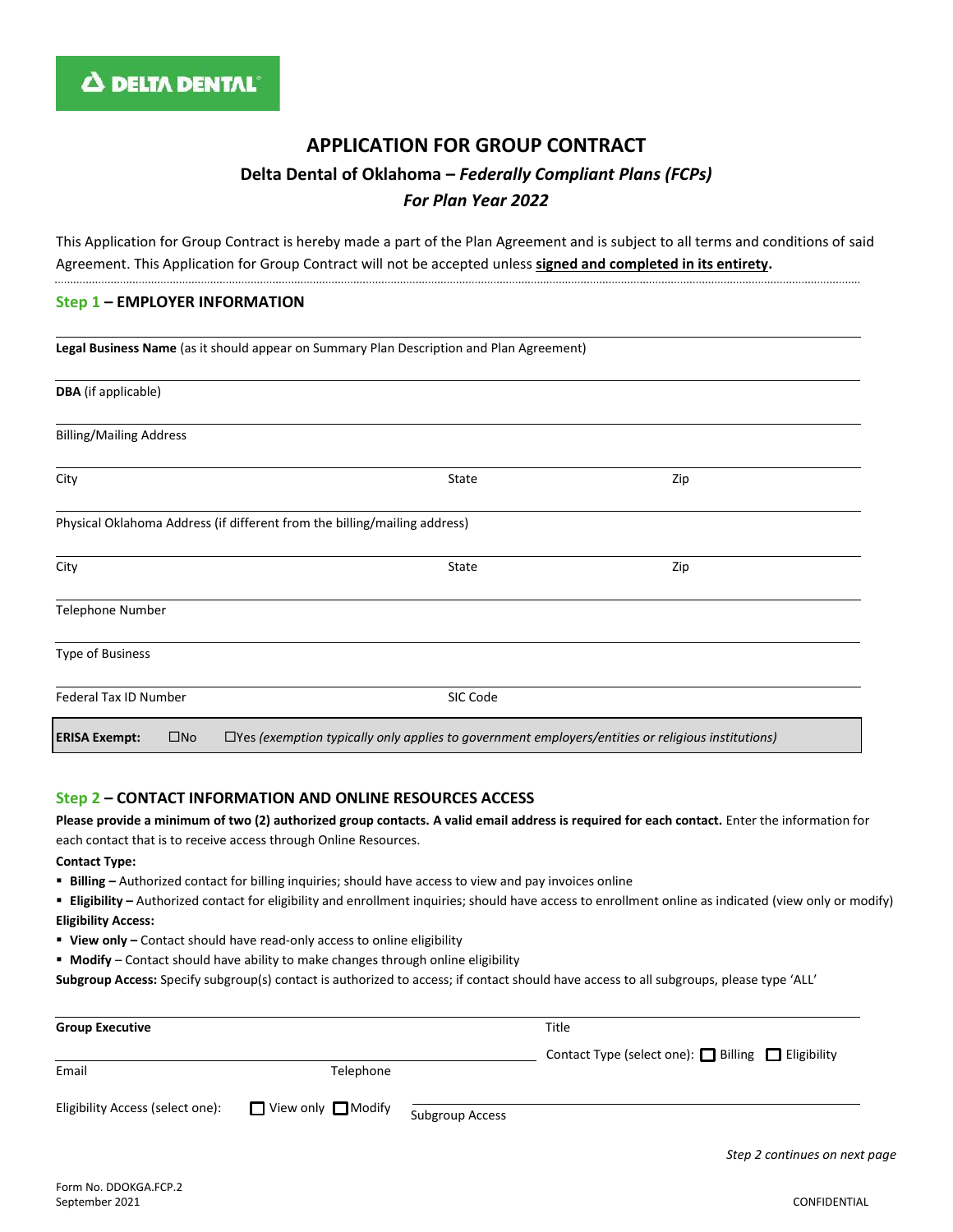DELTA DENTAL

# APPLICATION FOR GROUP CONTRACT

## Delta Dental of Oklahoma – *Federally Compliant Plans (FCPs)*

## *For Plan Year 2022*

This Application for Group Contract is hereby made a part of the Plan Agreement and is subject to all terms and conditions of said Agreement. This Application for Group Contract will not be accepted unless **signed and completed in its entirety.**

### Step 1 – EMPLOYER INFORMATION

**Legal Business Name** (as it should appear on Summary Plan Description and Plan Agreement)

**DBA** (if applicable)

Billing/Mailing Address

City | State | Zip

Physical Oklahoma Address (if different from the billing/mailing address)

City | State | Zip

Telephone Number

Type of Business

Federal Tax ID Number | SIC Code

**ERISA Exempt:** ☐No ☐Yes *(exemption typically only applies to government employers/entities or religious institutions)*

### Step 2 – CONTACT INFORMATION AND ONLINE RESOURCES ACCESS

**Please provide a minimum of two (2) authorized group contacts. A valid email address is required for each contact.** Enter the information for each contact that is to receive access through Online Resources.

**Contact Type:**

- **Billing –** Authorized contact for billing inquiries; should have access to view and pay invoices online
- **Eligibility –** Authorized contact for eligibility and enrollment inquiries; should have access to enrollment online as indicated (view only or modify)

**Eligibility Access:**

- **View only –** Contact should have read-only access to online eligibility
- **Modify** – Contact should have ability to make changes through online eligibility

**Subgroup Access:** Specify subgroup(s) contact is authorized to access; if contact should have access to all subgroups, please type 'ALL'

**Group Executive** | Title

Contact Type (select one): ☐ Billing ☐ Eligibility

Email | Telephone

Eligibility Access (select one): ☐ View only ☐ Modify | Subgroup Access

*Step 2 continues on next page*

Form No. DDOKGA.FCP.2
September 2021

CONFIDENTIAL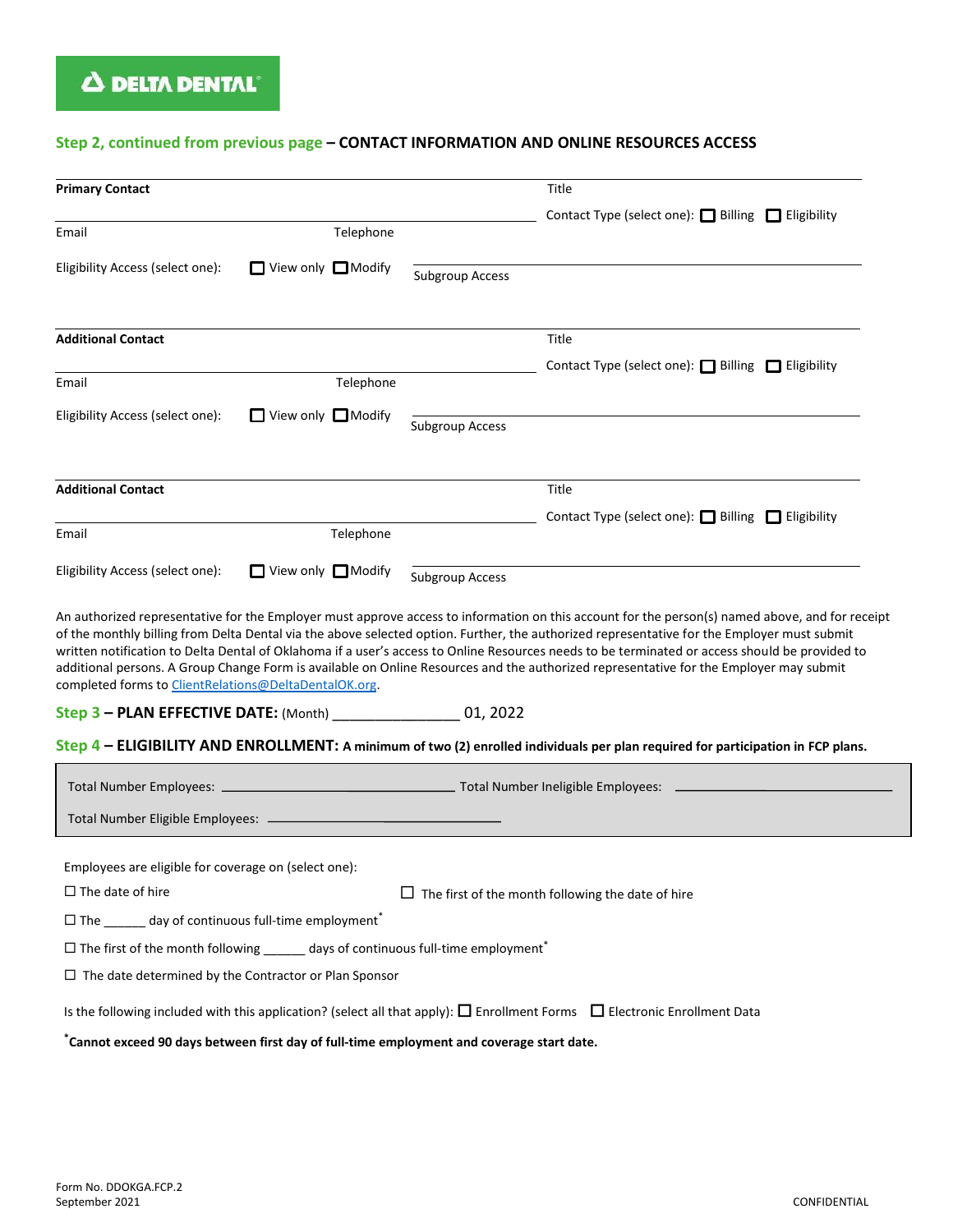**DELTA DENTAL**

## Step 2, continued from previous page – CONTACT INFORMATION AND ONLINE RESOURCES ACCESS

**Primary Contact** ______________________ Title ______________________

Contact Type (select one): ☐ Billing ☐ Eligibility

Email ______________ Telephone ______________

Eligibility Access (select one): ☐ View only ☐ Modify

Subgroup Access ______________________

**Additional Contact** ______________________ Title ______________________

Contact Type (select one): ☐ Billing ☐ Eligibility

Email ______________ Telephone ______________

Eligibility Access (select one): ☐ View only ☐ Modify

Subgroup Access ______________________

**Additional Contact** ______________________ Title ______________________

Contact Type (select one): ☐ Billing ☐ Eligibility

Email ______________ Telephone ______________

Eligibility Access (select one): ☐ View only ☐ Modify

Subgroup Access ______________________

An authorized representative for the Employer must approve access to information on this account for the person(s) named above, and for receipt of the monthly billing from Delta Dental via the above selected option. Further, the authorized representative for the Employer must submit written notification to Delta Dental of Oklahoma if a user's access to Online Resources needs to be terminated or access should be provided to additional persons. A Group Change Form is available on Online Resources and the authorized representative for the Employer may submit completed forms to ClientRelations@DeltaDentalOK.org.

## Step 3 – PLAN EFFECTIVE DATE: (Month) ________________ 01, 2022

## Step 4 – ELIGIBILITY AND ENROLLMENT: **A minimum of two (2) enrolled individuals per plan required for participation in FCP plans.**

Total Number Employees: ______________________ Total Number Ineligible Employees: ______________________

Total Number Eligible Employees: ______________________

Employees are eligible for coverage on (select one):

☐ The date of hire

☐ The first of the month following the date of hire

☐ The ______ day of continuous full-time employment*

☐ The first of the month following ______ days of continuous full-time employment*

☐ The date determined by the Contractor or Plan Sponsor

Is the following included with this application? (select all that apply): ☐ Enrollment Forms ☐ Electronic Enrollment Data

***Cannot exceed 90 days between first day of full-time employment and coverage start date.**

Form No. DDOKGA.FCP.2
September 2021

CONFIDENTIAL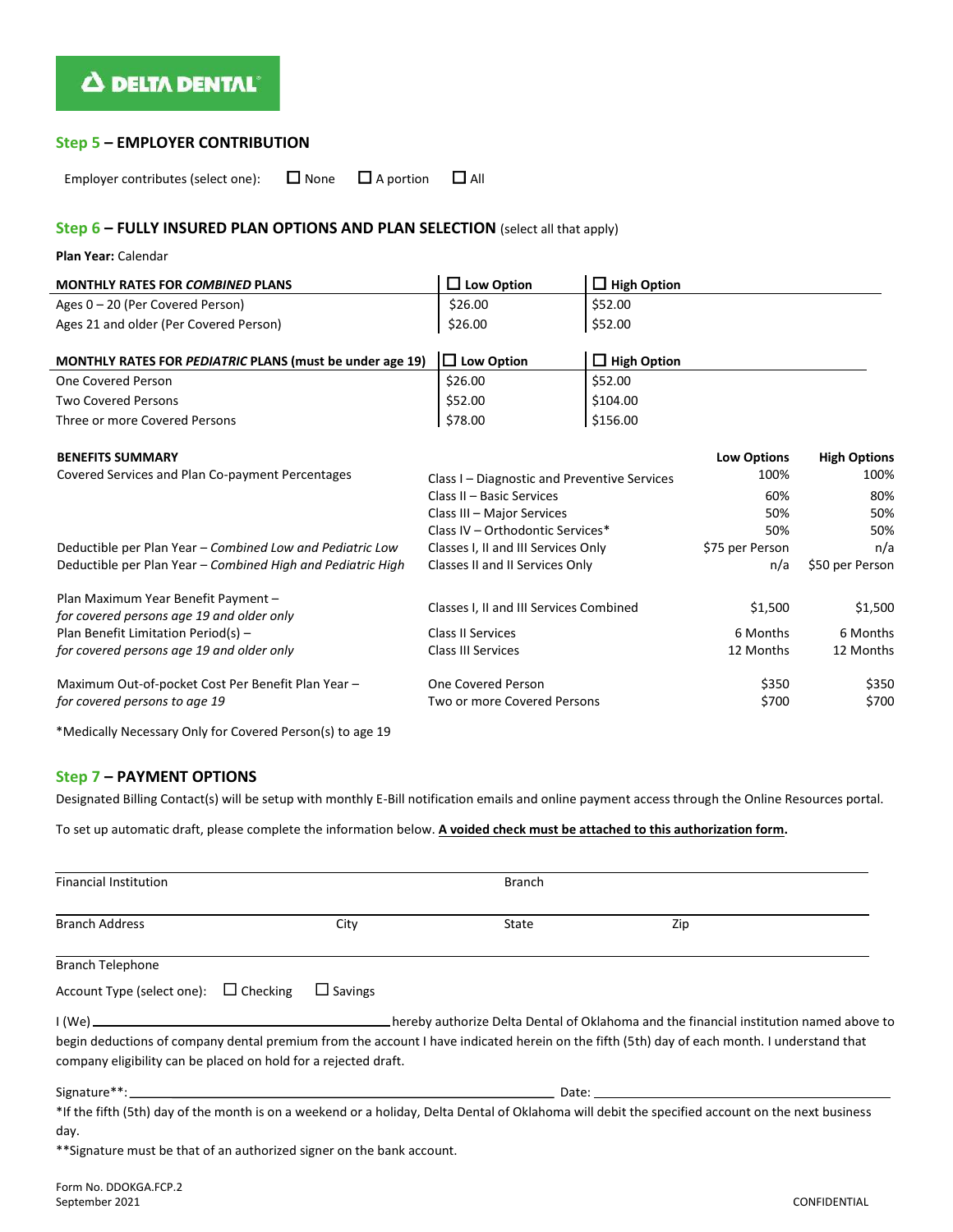DELTA DENTAL

## Step 5 – EMPLOYER CONTRIBUTION

Employer contributes (select one): ☐ None ☐ A portion ☐ All

## Step 6 – FULLY INSURED PLAN OPTIONS AND PLAN SELECTION (select all that apply)

**Plan Year:** Calendar

| MONTHLY RATES FOR *COMBINED* PLANS | ☐ Low Option | ☐ High Option |
|---|---|---|
| Ages 0 – 20 (Per Covered Person) | $26.00 | $52.00 |
| Ages 21 and older (Per Covered Person) | $26.00 | $52.00 |

| MONTHLY RATES FOR *PEDIATRIC* PLANS (must be under age 19) | ☐ Low Option | ☐ High Option |
|---|---|---|
| One Covered Person | $26.00 | $52.00 |
| Two Covered Persons | $52.00 | $104.00 |
| Three or more Covered Persons | $78.00 | $156.00 |

| BENEFITS SUMMARY | | Low Options | High Options |
|---|---|---|---|
| Covered Services and Plan Co-payment Percentages | Class I – Diagnostic and Preventive Services | 100% | 100% |
| | Class II – Basic Services | 60% | 80% |
| | Class III – Major Services | 50% | 50% |
| | Class IV – Orthodontic Services* | 50% | 50% |
| Deductible per Plan Year – *Combined Low and Pediatric Low* | Classes I, II and III Services Only | $75 per Person | n/a |
| Deductible per Plan Year – *Combined High and Pediatric High* | Classes II and II Services Only | n/a | $50 per Person |
| Plan Maximum Year Benefit Payment – *for covered persons age 19 and older only* | Classes I, II and III Services Combined | $1,500 | $1,500 |
| Plan Benefit Limitation Period(s) – *for covered persons age 19 and older only* | Class II Services | 6 Months | 6 Months |
| | Class III Services | 12 Months | 12 Months |
| Maximum Out-of-pocket Cost Per Benefit Plan Year – *for covered persons to age 19* | One Covered Person | $350 | $350 |
| | Two or more Covered Persons | $700 | $700 |

*Medically Necessary Only for Covered Person(s) to age 19

## Step 7 – PAYMENT OPTIONS

Designated Billing Contact(s) will be setup with monthly E-Bill notification emails and online payment access through the Online Resources portal.

To set up automatic draft, please complete the information below. **A voided check must be attached to this authorization form.**

Financial Institution ____________________ Branch ____________________

Branch Address ____________ City ____________ State ____________ Zip ____________

Branch Telephone ____________________

Account Type (select one): ☐ Checking ☐ Savings

I (We) ______________________________ hereby authorize Delta Dental of Oklahoma and the financial institution named above to begin deductions of company dental premium from the account I have indicated herein on the fifth (5th) day of each month. I understand that company eligibility can be placed on hold for a rejected draft.

Signature**: ______________________________ Date: ____________________

*If the fifth (5th) day of the month is on a weekend or a holiday, Delta Dental of Oklahoma will debit the specified account on the next business day.

**Signature must be that of an authorized signer on the bank account.

Form No. DDOKGA.FCP.2
September 2021

CONFIDENTIAL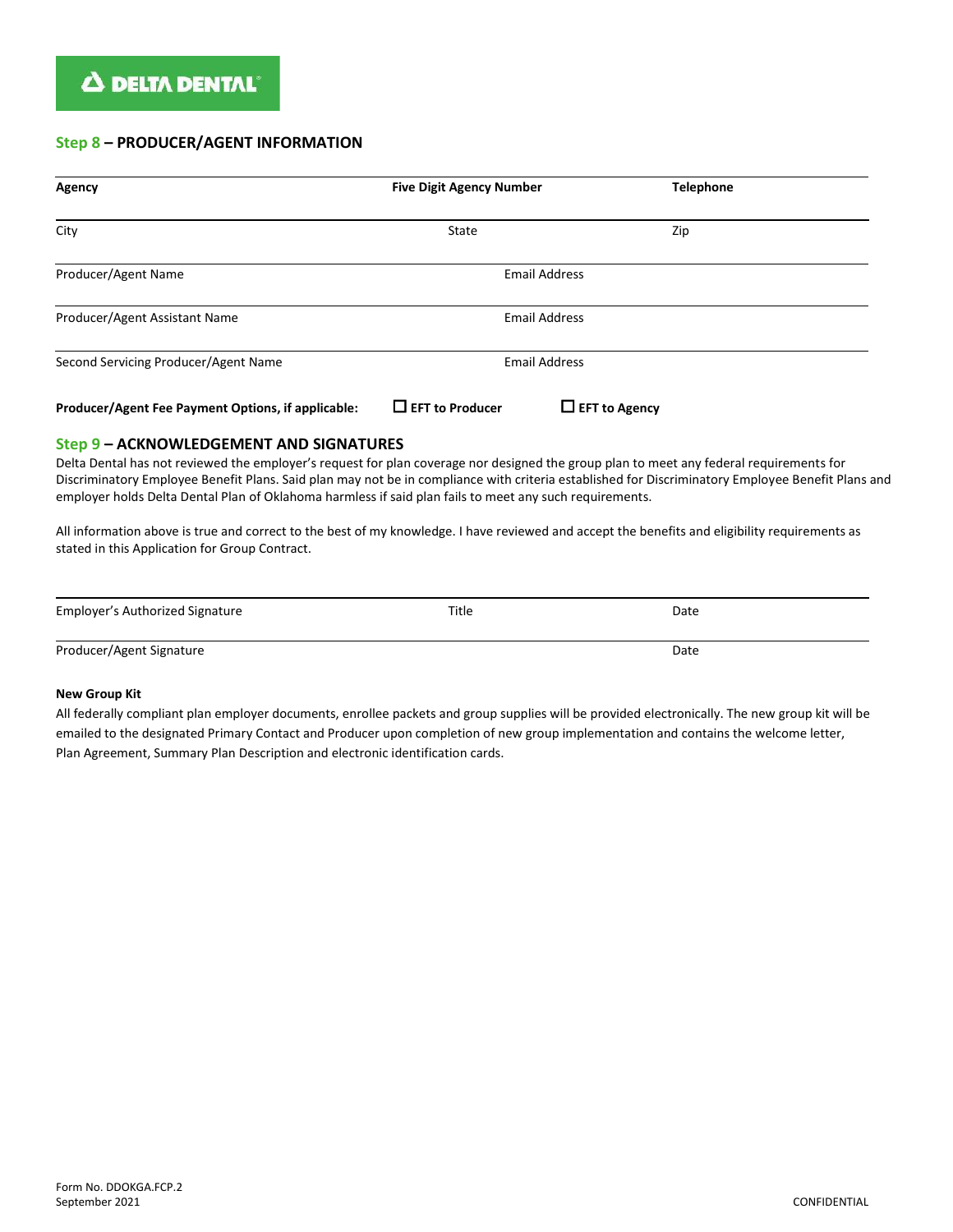## Step 8 – PRODUCER/AGENT INFORMATION

| **Agency** | **Five Digit Agency Number** | **Telephone** |
|---|---|---|
| City | State | Zip |

| | |
|---|---|
| Producer/Agent Name | Email Address |
| Producer/Agent Assistant Name | Email Address |
| Second Servicing Producer/Agent Name | Email Address |

**Producer/Agent Fee Payment Options, if applicable:** ☐ **EFT to Producer** ☐ **EFT to Agency**

## Step 9 – ACKNOWLEDGEMENT AND SIGNATURES

Delta Dental has not reviewed the employer's request for plan coverage nor designed the group plan to meet any federal requirements for Discriminatory Employee Benefit Plans. Said plan may not be in compliance with criteria established for Discriminatory Employee Benefit Plans and employer holds Delta Dental Plan of Oklahoma harmless if said plan fails to meet any such requirements.

All information above is true and correct to the best of my knowledge. I have reviewed and accept the benefits and eligibility requirements as stated in this Application for Group Contract.

| | | |
|---|---|---|
| Employer's Authorized Signature | Title | Date |
| Producer/Agent Signature | | Date |

**New Group Kit**

All federally compliant plan employer documents, enrollee packets and group supplies will be provided electronically. The new group kit will be emailed to the designated Primary Contact and Producer upon completion of new group implementation and contains the welcome letter, Plan Agreement, Summary Plan Description and electronic identification cards.

Form No. DDOKGA.FCP.2
September 2021

CONFIDENTIAL